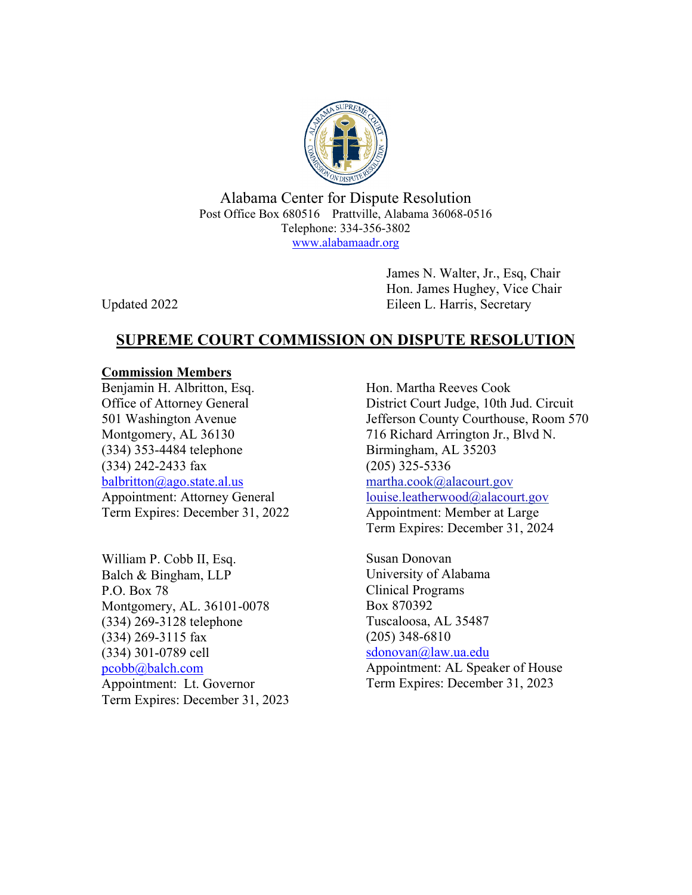Alabama Center for Dispute Resolution
Post Office Box 680516 Prattville, Alabama 36068-0516
Telephone: 334-356-3802
www.alabamaadr.org

James N. Walter, Jr., Esq, Chair
Hon. James Hughey, Vice Chair
Eileen L. Harris, Secretary

Updated 2022

# SUPREME COURT COMMISSION ON DISPUTE RESOLUTION

## Commission Members

Benjamin H. Albritton, Esq.
Office of Attorney General
501 Washington Avenue
Montgomery, AL 36130
(334) 353-4484 telephone
(334) 242-2433 fax
balbritton@ago.state.al.us
Appointment: Attorney General
Term Expires: December 31, 2022

William P. Cobb II, Esq.
Balch & Bingham, LLP
P.O. Box 78
Montgomery, AL. 36101-0078
(334) 269-3128 telephone
(334) 269-3115 fax
(334) 301-0789 cell
pcobb@balch.com
Appointment: Lt. Governor
Term Expires: December 31, 2023

Hon. Martha Reeves Cook
District Court Judge, 10th Jud. Circuit
Jefferson County Courthouse, Room 570
716 Richard Arrington Jr., Blvd N.
Birmingham, AL 35203
(205) 325-5336
martha.cook@alacourt.gov
louise.leatherwood@alacourt.gov
Appointment: Member at Large
Term Expires: December 31, 2024

Susan Donovan
University of Alabama
Clinical Programs
Box 870392
Tuscaloosa, AL 35487
(205) 348-6810
sdonovan@law.ua.edu
Appointment: AL Speaker of House
Term Expires: December 31, 2023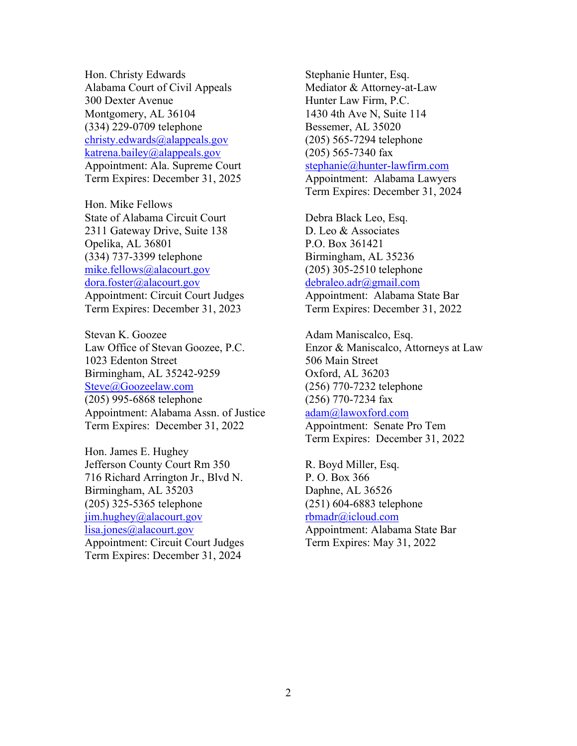Hon. Christy Edwards
Alabama Court of Civil Appeals
300 Dexter Avenue
Montgomery, AL 36104
(334) 229-0709 telephone
christy.edwards@alappeals.gov
katrena.bailey@alappeals.gov
Appointment: Ala. Supreme Court
Term Expires: December 31, 2025

Hon. Mike Fellows
State of Alabama Circuit Court
2311 Gateway Drive, Suite 138
Opelika, AL 36801
(334) 737-3399 telephone
mike.fellows@alacourt.gov
dora.foster@alacourt.gov
Appointment: Circuit Court Judges
Term Expires: December 31, 2023

Stevan K. Goozee
Law Office of Stevan Goozee, P.C.
1023 Edenton Street
Birmingham, AL 35242-9259
Steve@Goozeelaw.com
(205) 995-6868 telephone
Appointment: Alabama Assn. of Justice
Term Expires: December 31, 2022

Hon. James E. Hughey
Jefferson County Court Rm 350
716 Richard Arrington Jr., Blvd N.
Birmingham, AL 35203
(205) 325-5365 telephone
jim.hughey@alacourt.gov
lisa.jones@alacourt.gov
Appointment: Circuit Court Judges
Term Expires: December 31, 2024

Stephanie Hunter, Esq.
Mediator & Attorney-at-Law
Hunter Law Firm, P.C.
1430 4th Ave N, Suite 114
Bessemer, AL 35020
(205) 565-7294 telephone
(205) 565-7340 fax
stephanie@hunter-lawfirm.com
Appointment: Alabama Lawyers
Term Expires: December 31, 2024

Debra Black Leo, Esq.
D. Leo & Associates
P.O. Box 361421
Birmingham, AL 35236
(205) 305-2510 telephone
debraleo.adr@gmail.com
Appointment: Alabama State Bar
Term Expires: December 31, 2022

Adam Maniscalco, Esq.
Enzor & Maniscalco, Attorneys at Law
506 Main Street
Oxford, AL 36203
(256) 770-7232 telephone
(256) 770-7234 fax
adam@lawoxford.com
Appointment: Senate Pro Tem
Term Expires: December 31, 2022

R. Boyd Miller, Esq.
P. O. Box 366
Daphne, AL 36526
(251) 604-6883 telephone
rbmadr@icloud.com
Appointment: Alabama State Bar
Term Expires: May 31, 2022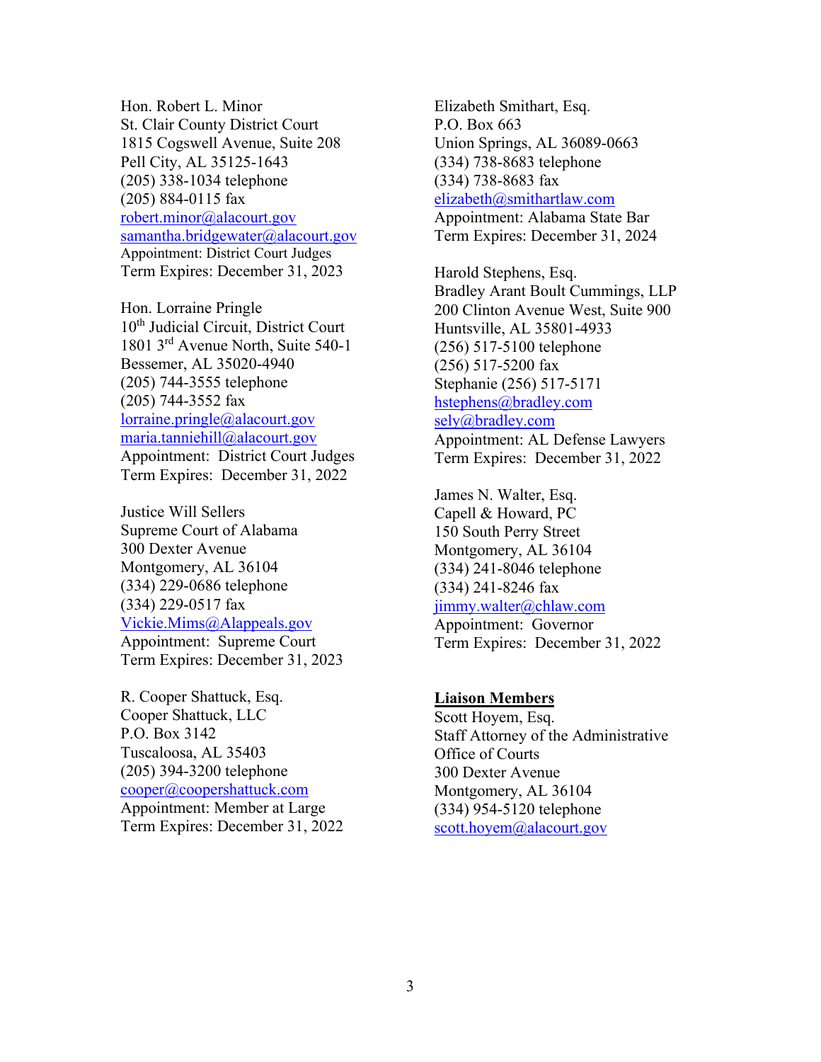Hon. Robert L. Minor
St. Clair County District Court
1815 Cogswell Avenue, Suite 208
Pell City, AL 35125-1643
(205) 338-1034 telephone
(205) 884-0115 fax
robert.minor@alacourt.gov
samantha.bridgewater@alacourt.gov
Appointment: District Court Judges
Term Expires: December 31, 2023

Hon. Lorraine Pringle
10th Judicial Circuit, District Court
1801 3rd Avenue North, Suite 540-1
Bessemer, AL 35020-4940
(205) 744-3555 telephone
(205) 744-3552 fax
lorraine.pringle@alacourt.gov
maria.tanniehill@alacourt.gov
Appointment: District Court Judges
Term Expires: December 31, 2022

Justice Will Sellers
Supreme Court of Alabama
300 Dexter Avenue
Montgomery, AL 36104
(334) 229-0686 telephone
(334) 229-0517 fax
Vickie.Mims@Alappeals.gov
Appointment: Supreme Court
Term Expires: December 31, 2023

R. Cooper Shattuck, Esq.
Cooper Shattuck, LLC
P.O. Box 3142
Tuscaloosa, AL 35403
(205) 394-3200 telephone
cooper@coopershattuck.com
Appointment: Member at Large
Term Expires: December 31, 2022

Elizabeth Smithart, Esq.
P.O. Box 663
Union Springs, AL 36089-0663
(334) 738-8683 telephone
(334) 738-8683 fax
elizabeth@smithartlaw.com
Appointment: Alabama State Bar
Term Expires: December 31, 2024

Harold Stephens, Esq.
Bradley Arant Boult Cummings, LLP
200 Clinton Avenue West, Suite 900
Huntsville, AL 35801-4933
(256) 517-5100 telephone
(256) 517-5200 fax
Stephanie (256) 517-5171
hstephens@bradley.com
sely@bradley.com
Appointment: AL Defense Lawyers
Term Expires: December 31, 2022

James N. Walter, Esq.
Capell & Howard, PC
150 South Perry Street
Montgomery, AL 36104
(334) 241-8046 telephone
(334) 241-8246 fax
jimmy.walter@chlaw.com
Appointment: Governor
Term Expires: December 31, 2022

**Liaison Members**

Scott Hoyem, Esq.
Staff Attorney of the Administrative Office of Courts
300 Dexter Avenue
Montgomery, AL 36104
(334) 954-5120 telephone
scott.hoyem@alacourt.gov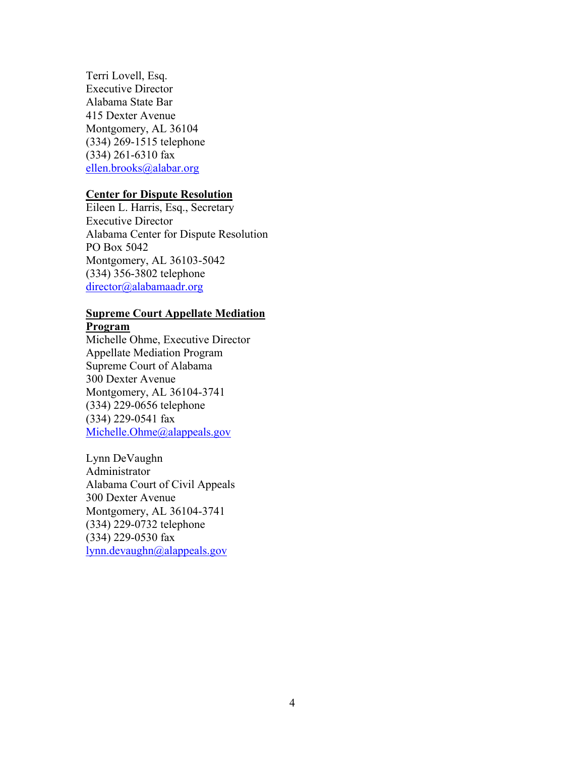Terri Lovell, Esq.
Executive Director
Alabama State Bar
415 Dexter Avenue
Montgomery, AL 36104
(334) 269-1515 telephone
(334) 261-6310 fax
ellen.brooks@alabar.org

**Center for Dispute Resolution**
Eileen L. Harris, Esq., Secretary
Executive Director
Alabama Center for Dispute Resolution
PO Box 5042
Montgomery, AL 36103-5042
(334) 356-3802 telephone
director@alabamaadr.org

**Supreme Court Appellate Mediation Program**
Michelle Ohme, Executive Director
Appellate Mediation Program
Supreme Court of Alabama
300 Dexter Avenue
Montgomery, AL 36104-3741
(334) 229-0656 telephone
(334) 229-0541 fax
Michelle.Ohme@alappeals.gov

Lynn DeVaughn
Administrator
Alabama Court of Civil Appeals
300 Dexter Avenue
Montgomery, AL 36104-3741
(334) 229-0732 telephone
(334) 229-0530 fax
lynn.devaughn@alappeals.gov